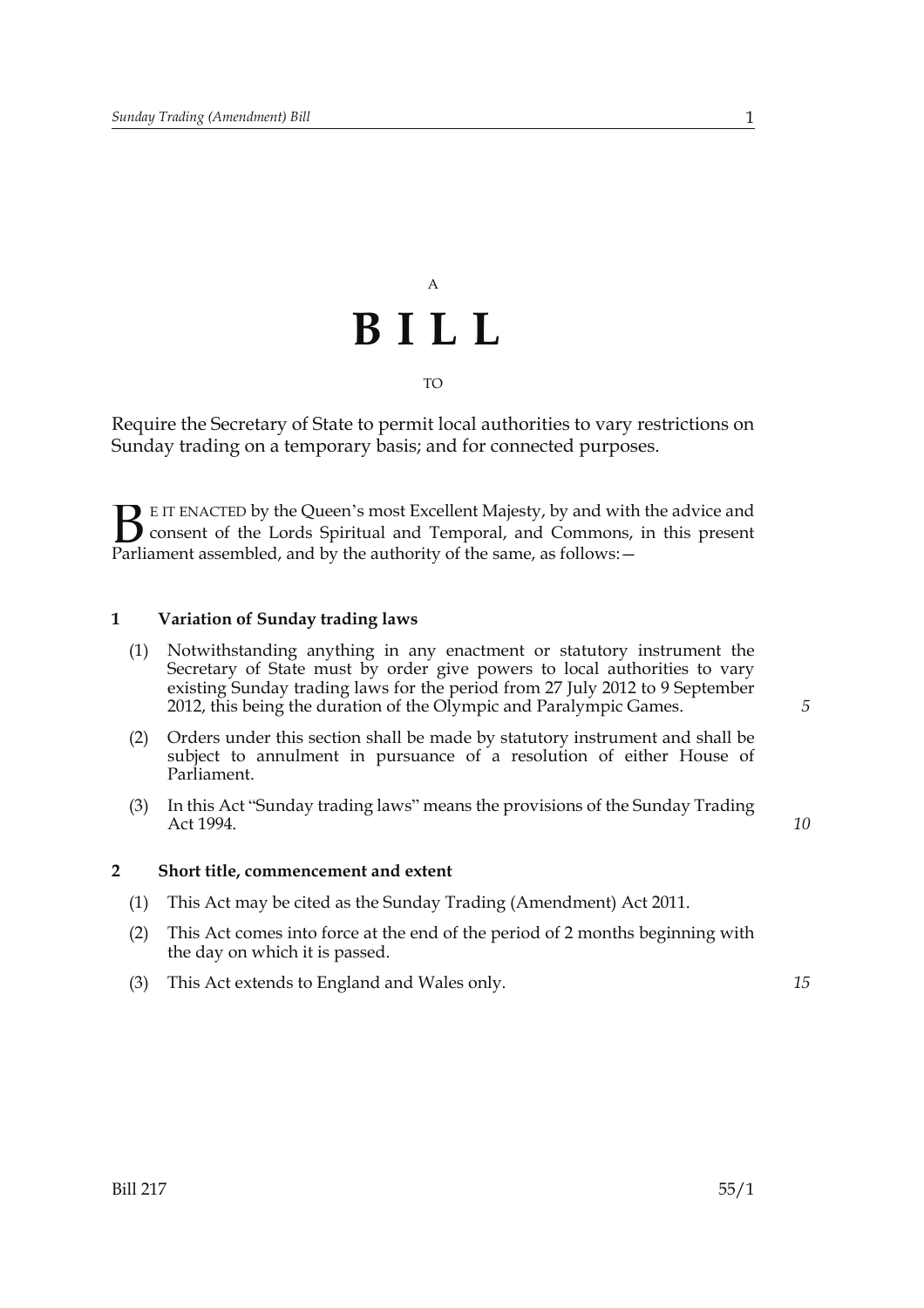A

# BILL

TO

Require the Secretary of State to permit local authorities to vary restrictions on Sunday trading on a temporary basis; and for connected purposes.

BE IT ENACTED by the Queen's most Excellent Majesty, by and with the advice and consent of the Lords Spiritual and Temporal, and Commons, in this present Parliament assembled, and by the authority of the same, as follows:—

## 1 Variation of Sunday trading laws

(1) Notwithstanding anything in any enactment or statutory instrument the Secretary of State must by order give powers to local authorities to vary existing Sunday trading laws for the period from 27 July 2012 to 9 September 2012, this being the duration of the Olympic and Paralympic Games.

(2) Orders under this section shall be made by statutory instrument and shall be subject to annulment in pursuance of a resolution of either House of Parliament.

(3) In this Act "Sunday trading laws" means the provisions of the Sunday Trading Act 1994.

## 2 Short title, commencement and extent

(1) This Act may be cited as the Sunday Trading (Amendment) Act 2011.

(2) This Act comes into force at the end of the period of 2 months beginning with the day on which it is passed.

(3) This Act extends to England and Wales only.

Bill 217 55/1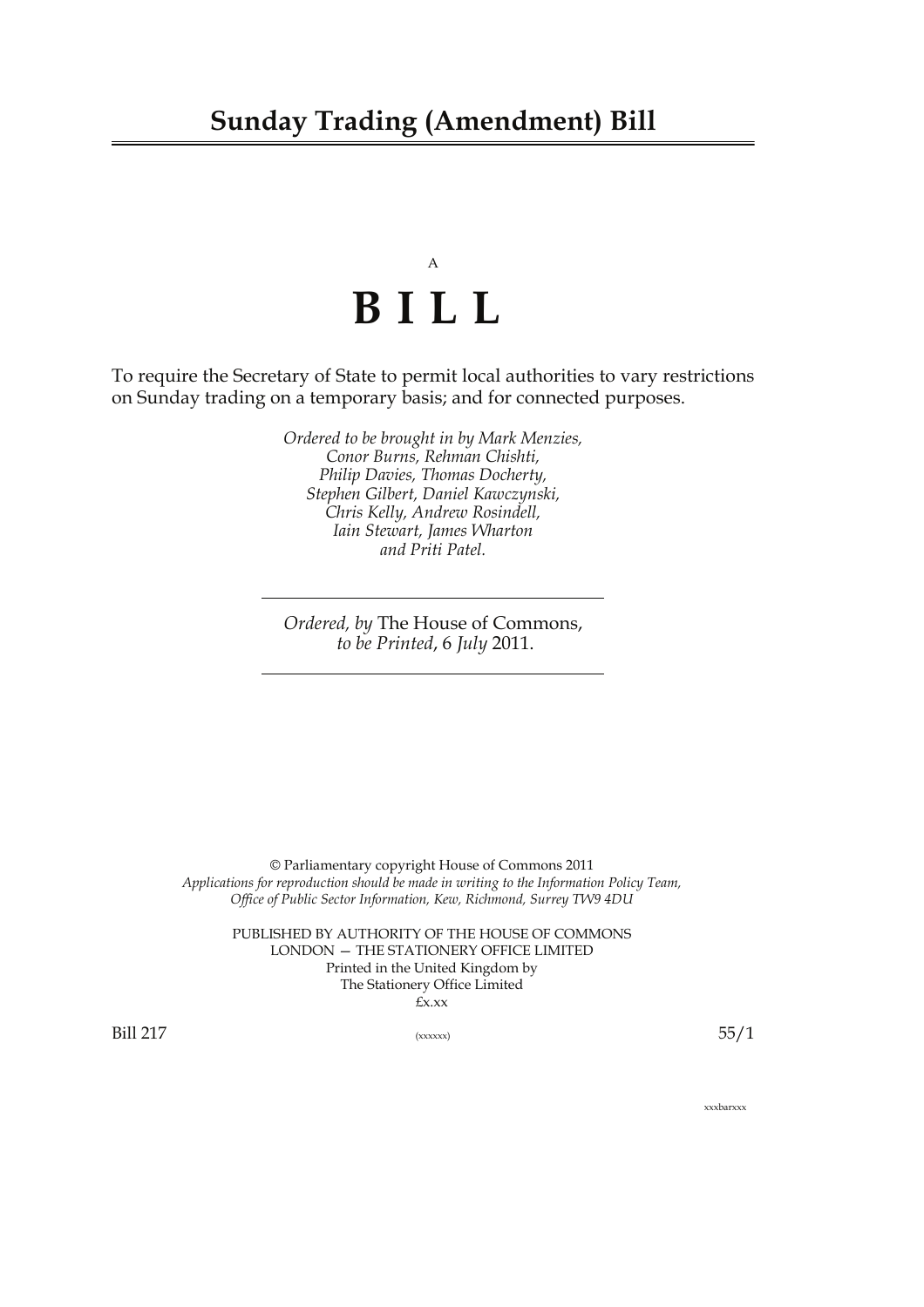# Sunday Trading (Amendment) Bill

A

# B I L L

To require the Secretary of State to permit local authorities to vary restrictions on Sunday trading on a temporary basis; and for connected purposes.

*Ordered to be brought in by Mark Menzies, Conor Burns, Rehman Chishti, Philip Davies, Thomas Docherty, Stephen Gilbert, Daniel Kawczynski, Chris Kelly, Andrew Rosindell, Iain Stewart, James Wharton and Priti Patel.*

---

*Ordered, by* The House of Commons, *to be Printed*, 6 *July* 2011.

---

© Parliamentary copyright House of Commons 2011
*Applications for reproduction should be made in writing to the Information Policy Team, Office of Public Sector Information, Kew, Richmond, Surrey TW9 4DU*

PUBLISHED BY AUTHORITY OF THE HOUSE OF COMMONS
LONDON — THE STATIONERY OFFICE LIMITED
Printed in the United Kingdom by
The Stationery Office Limited
£x.xx

Bill 217 (xxxxxx) 55/1

xxxbarxxx